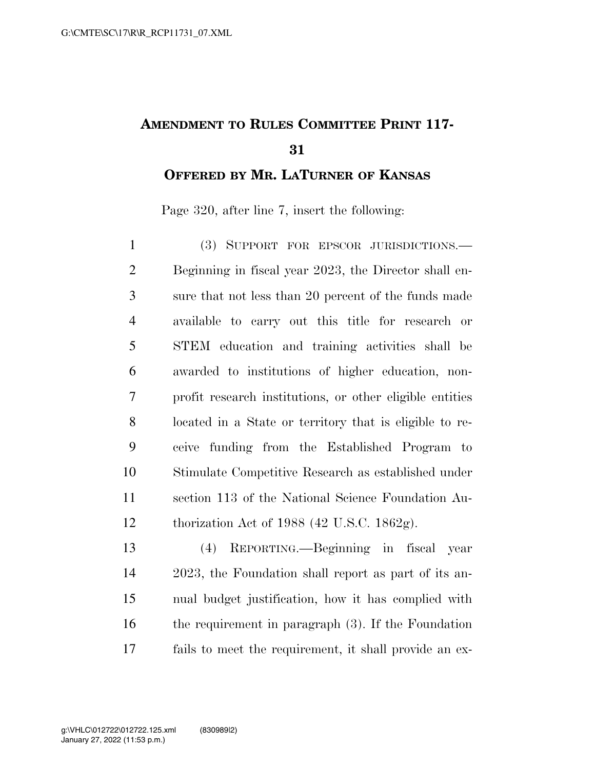# AMENDMENT TO RULES COMMITTEE PRINT 117-31

## OFFERED BY MR. LATURNER OF KANSAS

Page 320, after line 7, insert the following:

(3) SUPPORT FOR EPSCOR JURISDICTIONS.—Beginning in fiscal year 2023, the Director shall ensure that not less than 20 percent of the funds made available to carry out this title for research or STEM education and training activities shall be awarded to institutions of higher education, non-profit research institutions, or other eligible entities located in a State or territory that is eligible to receive funding from the Established Program to Stimulate Competitive Research as established under section 113 of the National Science Foundation Authorization Act of 1988 (42 U.S.C. 1862g).

(4) REPORTING.—Beginning in fiscal year 2023, the Foundation shall report as part of its annual budget justification, how it has complied with the requirement in paragraph (3). If the Foundation fails to meet the requirement, it shall provide an ex-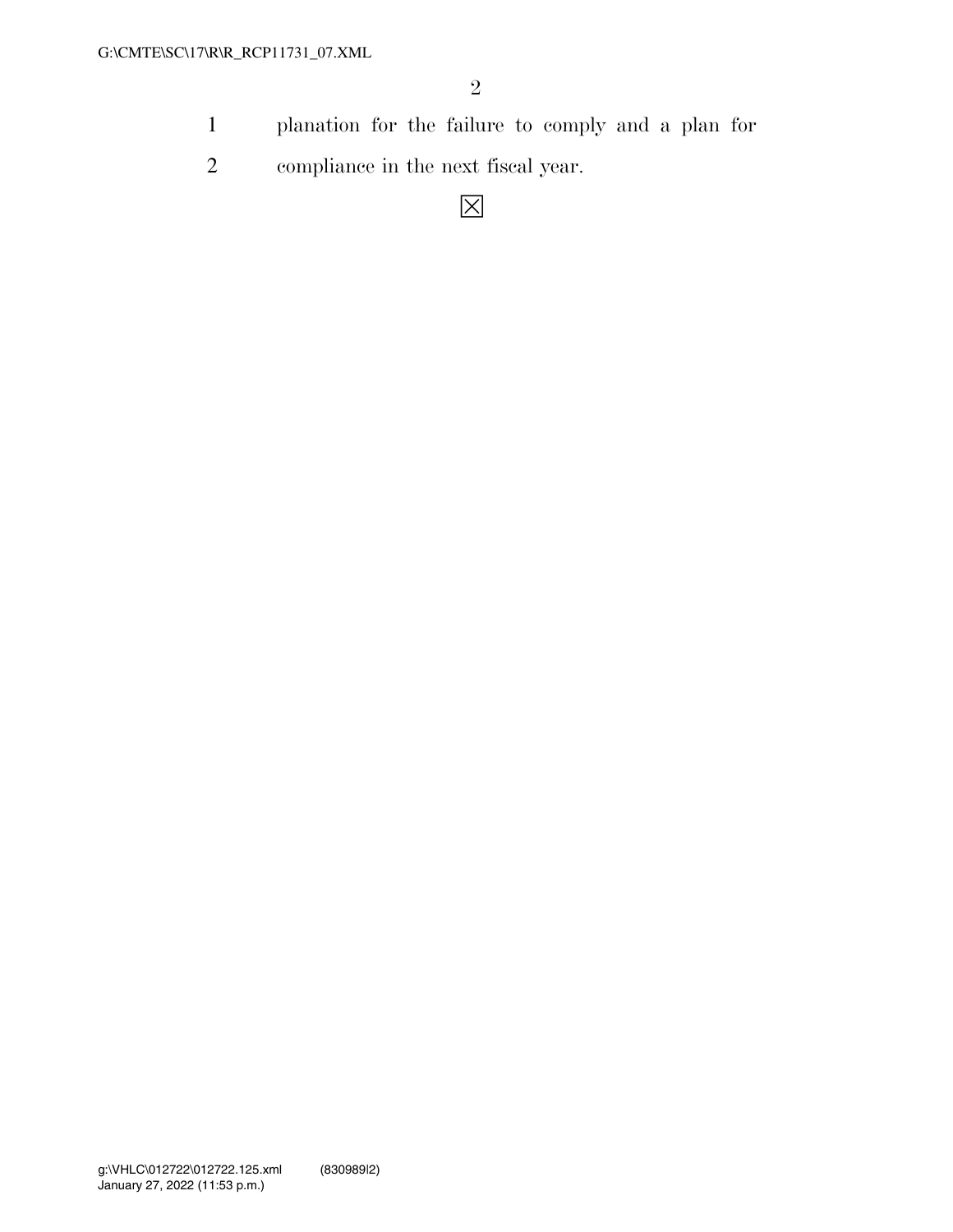planation for the failure to comply and a plan for compliance in the next fiscal year.